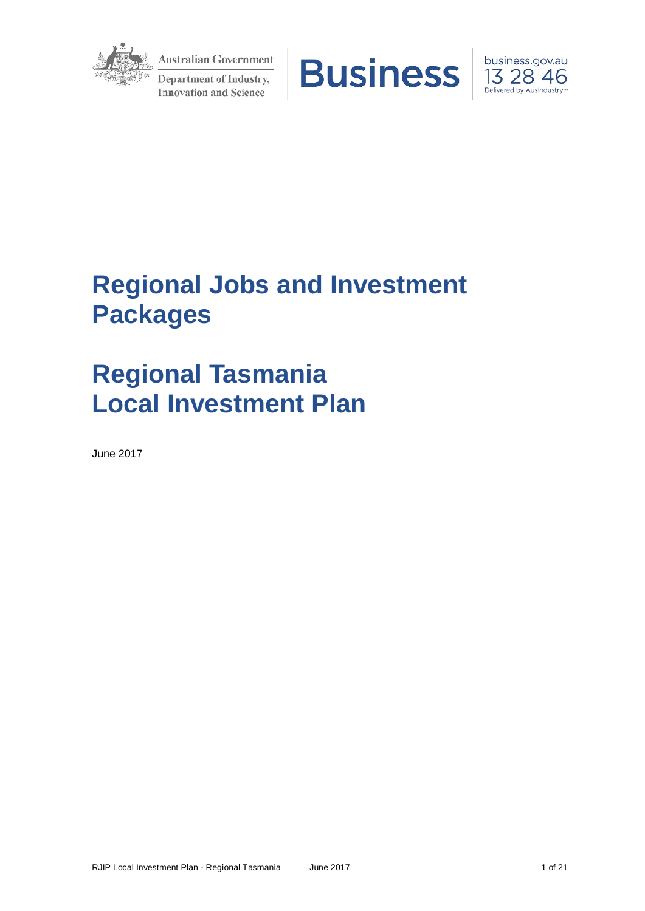Australian Government

Department of Industry, Innovation and Science

Business

business.gov.au
13 28 46
Delivered by AusIndustry

# Regional Jobs and Investment Packages

# Regional Tasmania Local Investment Plan

June 2017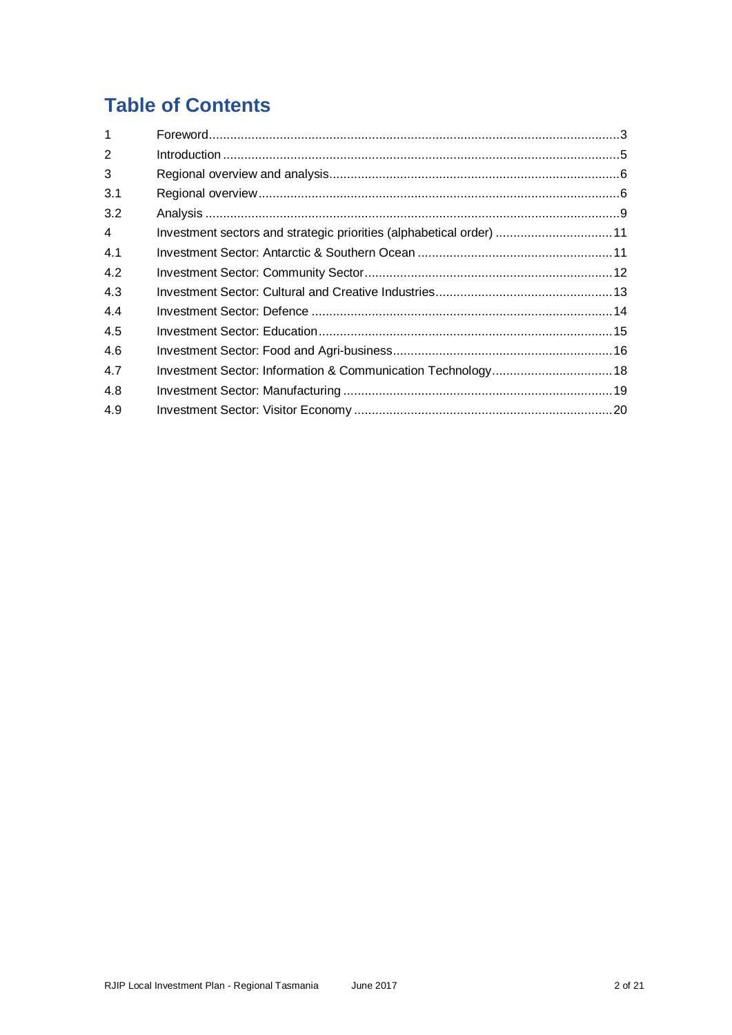# Table of Contents

| | | |
|---|---|---|
| 1 | Foreword | 3 |
| 2 | Introduction | 5 |
| 3 | Regional overview and analysis | 6 |
| 3.1 | Regional overview | 6 |
| 3.2 | Analysis | 9 |
| 4 | Investment sectors and strategic priorities (alphabetical order) | 11 |
| 4.1 | Investment Sector: Antarctic & Southern Ocean | 11 |
| 4.2 | Investment Sector: Community Sector | 12 |
| 4.3 | Investment Sector: Cultural and Creative Industries | 13 |
| 4.4 | Investment Sector: Defence | 14 |
| 4.5 | Investment Sector: Education | 15 |
| 4.6 | Investment Sector: Food and Agri-business | 16 |
| 4.7 | Investment Sector: Information & Communication Technology | 18 |
| 4.8 | Investment Sector: Manufacturing | 19 |
| 4.9 | Investment Sector: Visitor Economy | 20 |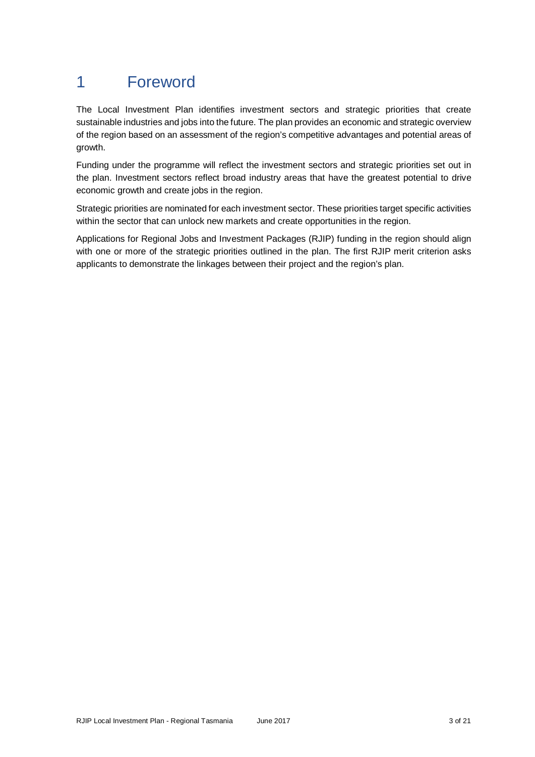# 1 Foreword

The Local Investment Plan identifies investment sectors and strategic priorities that create sustainable industries and jobs into the future. The plan provides an economic and strategic overview of the region based on an assessment of the region's competitive advantages and potential areas of growth.

Funding under the programme will reflect the investment sectors and strategic priorities set out in the plan. Investment sectors reflect broad industry areas that have the greatest potential to drive economic growth and create jobs in the region.

Strategic priorities are nominated for each investment sector. These priorities target specific activities within the sector that can unlock new markets and create opportunities in the region.

Applications for Regional Jobs and Investment Packages (RJIP) funding in the region should align with one or more of the strategic priorities outlined in the plan. The first RJIP merit criterion asks applicants to demonstrate the linkages between their project and the region's plan.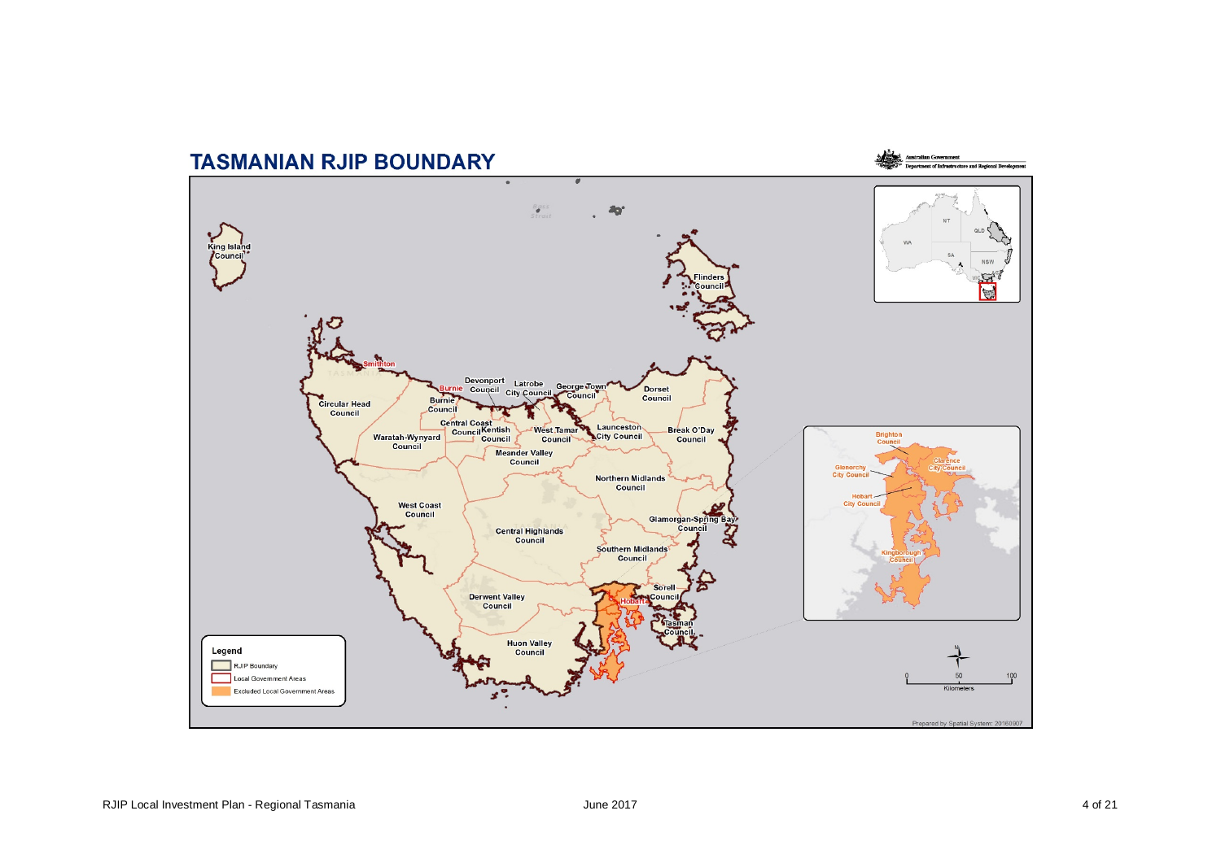# TASMANIAN RJIP BOUNDARY

Australian Government
Department of Infrastructure and Regional Development

King Island Council

Flinders Council

Smithton

Devonport Council

Latrobe City Council

George Town Council

Dorset Council

Burnie

Burnie Council

Circular Head Council

Central Coast Council

Kentish Council

West Tamar Council

Launceston City Council

Break O'Day Council

Waratah-Wynyard Council

Meander Valley Council

Northern Midlands Council

West Coast Council

Central Highlands Council

Glamorgan-Spring Bay Council

Southern Midlands Council

Sorell Council

Derwent Valley Council

Hobart

Tasman Council

Huon Valley Council

Brighton Council

Clarence City Council

Glenorchy City Council

Hobart City Council

Kingborough Council

NT

QLD

WA

SA

NSW

VIC

Legend

- RJIP Boundary
- Local Government Areas
- Excluded Local Government Areas

0 50 100

Kilometers

Prepared by Spatial System: 20160007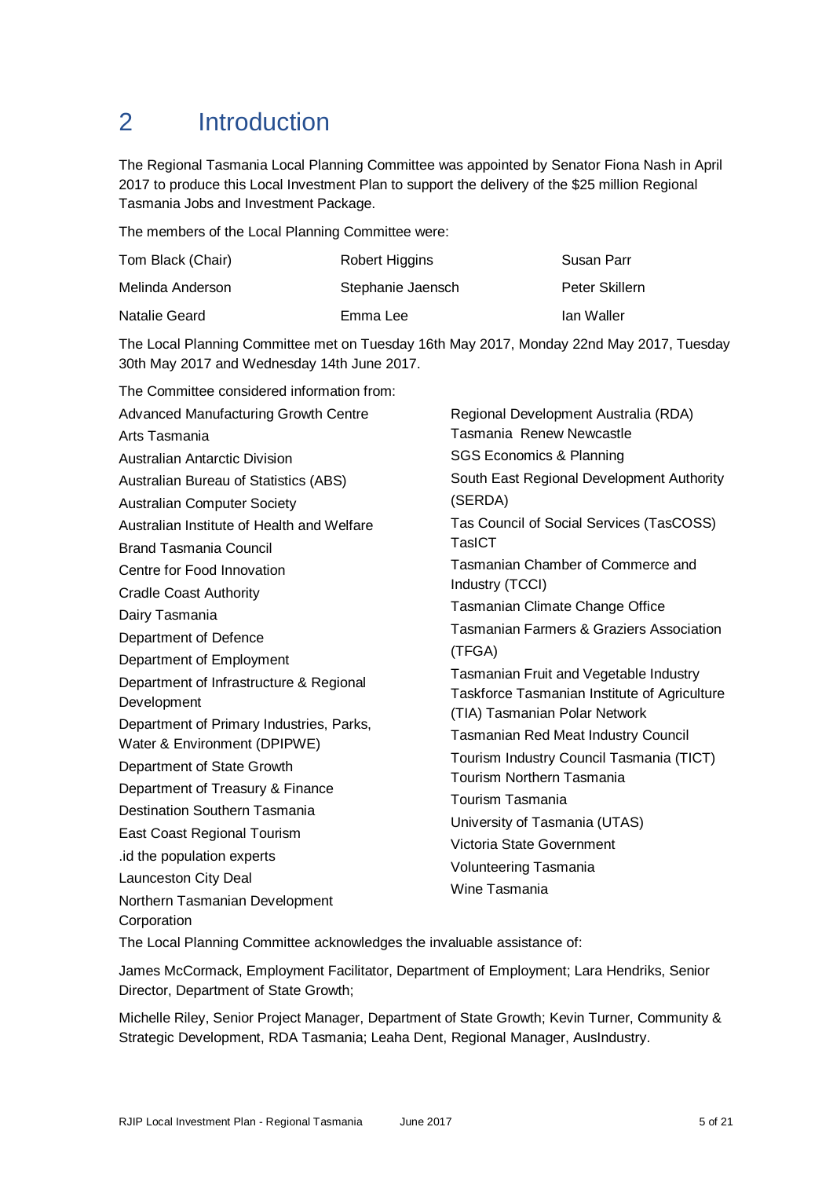# 2 Introduction

The Regional Tasmania Local Planning Committee was appointed by Senator Fiona Nash in April 2017 to produce this Local Investment Plan to support the delivery of the $25 million Regional Tasmania Jobs and Investment Package.

The members of the Local Planning Committee were:

| | | |
|---|---|---|
| Tom Black (Chair) | Robert Higgins | Susan Parr |
| Melinda Anderson | Stephanie Jaensch | Peter Skillern |
| Natalie Geard | Emma Lee | Ian Waller |

The Local Planning Committee met on Tuesday 16th May 2017, Monday 22nd May 2017, Tuesday 30th May 2017 and Wednesday 14th June 2017.

The Committee considered information from:

Advanced Manufacturing Growth Centre
Arts Tasmania
Australian Antarctic Division
Australian Bureau of Statistics (ABS)
Australian Computer Society
Australian Institute of Health and Welfare
Brand Tasmania Council
Centre for Food Innovation
Cradle Coast Authority
Dairy Tasmania
Department of Defence
Department of Employment
Department of Infrastructure & Regional Development
Department of Primary Industries, Parks, Water & Environment (DPIPWE)
Department of State Growth
Department of Treasury & Finance
Destination Southern Tasmania
East Coast Regional Tourism
.id the population experts
Launceston City Deal
Northern Tasmanian Development Corporation
Regional Development Australia (RDA) Tasmania Renew Newcastle
SGS Economics & Planning
South East Regional Development Authority (SERDA)
Tas Council of Social Services (TasCOSS)
TasICT
Tasmanian Chamber of Commerce and Industry (TCCI)
Tasmanian Climate Change Office
Tasmanian Farmers & Graziers Association (TFGA)
Tasmanian Fruit and Vegetable Industry Taskforce Tasmanian Institute of Agriculture (TIA) Tasmanian Polar Network
Tasmanian Red Meat Industry Council
Tourism Industry Council Tasmania (TICT)
Tourism Northern Tasmania
Tourism Tasmania
University of Tasmania (UTAS)
Victoria State Government
Volunteering Tasmania
Wine Tasmania

The Local Planning Committee acknowledges the invaluable assistance of:

James McCormack, Employment Facilitator, Department of Employment; Lara Hendriks, Senior Director, Department of State Growth;

Michelle Riley, Senior Project Manager, Department of State Growth; Kevin Turner, Community & Strategic Development, RDA Tasmania; Leaha Dent, Regional Manager, AusIndustry.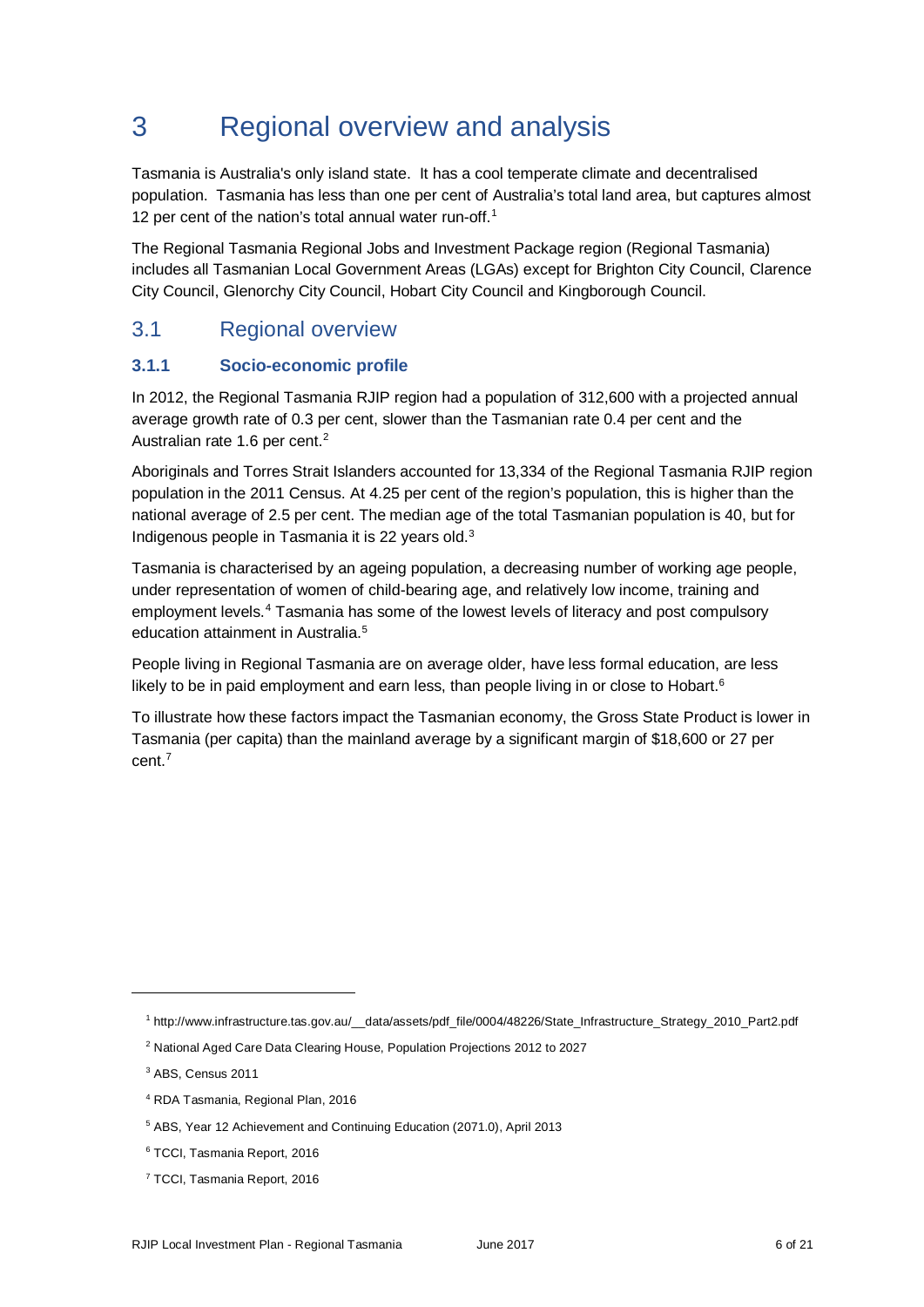# 3 Regional overview and analysis

Tasmania is Australia's only island state. It has a cool temperate climate and decentralised population. Tasmania has less than one per cent of Australia's total land area, but captures almost 12 per cent of the nation's total annual water run-off.[1]

The Regional Tasmania Regional Jobs and Investment Package region (Regional Tasmania) includes all Tasmanian Local Government Areas (LGAs) except for Brighton City Council, Clarence City Council, Glenorchy City Council, Hobart City Council and Kingborough Council.

## 3.1 Regional overview

### 3.1.1 Socio-economic profile

In 2012, the Regional Tasmania RJIP region had a population of 312,600 with a projected annual average growth rate of 0.3 per cent, slower than the Tasmanian rate 0.4 per cent and the Australian rate 1.6 per cent.[2]

Aboriginals and Torres Strait Islanders accounted for 13,334 of the Regional Tasmania RJIP region population in the 2011 Census. At 4.25 per cent of the region's population, this is higher than the national average of 2.5 per cent. The median age of the total Tasmanian population is 40, but for Indigenous people in Tasmania it is 22 years old.[3]

Tasmania is characterised by an ageing population, a decreasing number of working age people, under representation of women of child-bearing age, and relatively low income, training and employment levels.[4] Tasmania has some of the lowest levels of literacy and post compulsory education attainment in Australia.[5]

People living in Regional Tasmania are on average older, have less formal education, are less likely to be in paid employment and earn less, than people living in or close to Hobart.[6]

To illustrate how these factors impact the Tasmanian economy, the Gross State Product is lower in Tasmania (per capita) than the mainland average by a significant margin of $18,600 or 27 per cent.[7]

---

[1] http://www.infrastructure.tas.gov.au/__data/assets/pdf_file/0004/48226/State_Infrastructure_Strategy_2010_Part2.pdf

[2] National Aged Care Data Clearing House, Population Projections 2012 to 2027

[3] ABS, Census 2011

[4] RDA Tasmania, Regional Plan, 2016

[5] ABS, Year 12 Achievement and Continuing Education (2071.0), April 2013

[6] TCCI, Tasmania Report, 2016

[7] TCCI, Tasmania Report, 2016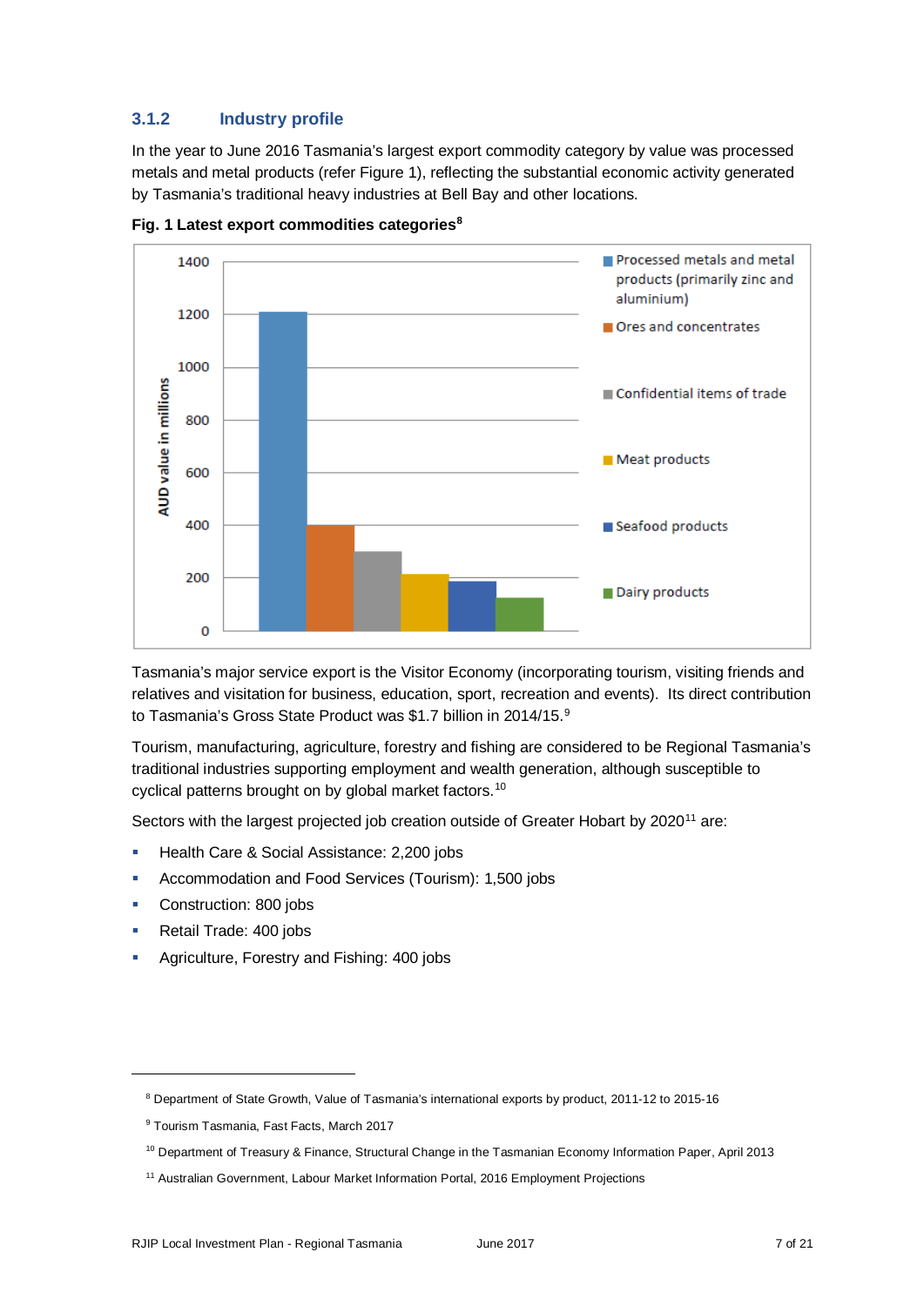### 3.1.2 Industry profile

In the year to June 2016 Tasmania's largest export commodity category by value was processed metals and metal products (refer Figure 1), reflecting the substantial economic activity generated by Tasmania's traditional heavy industries at Bell Bay and other locations.

**Fig. 1 Latest export commodities categories**[8]

Tasmania's major service export is the Visitor Economy (incorporating tourism, visiting friends and relatives and visitation for business, education, sport, recreation and events). Its direct contribution to Tasmania's Gross State Product was $1.7 billion in 2014/15.[9]

Tourism, manufacturing, agriculture, forestry and fishing are considered to be Regional Tasmania's traditional industries supporting employment and wealth generation, although susceptible to cyclical patterns brought on by global market factors.[10]

Sectors with the largest projected job creation outside of Greater Hobart by 2020[11] are:

- Health Care & Social Assistance: 2,200 jobs
- Accommodation and Food Services (Tourism): 1,500 jobs
- Construction: 800 jobs
- Retail Trade: 400 jobs
- Agriculture, Forestry and Fishing: 400 jobs

---

[8] Department of State Growth, Value of Tasmania's international exports by product, 2011-12 to 2015-16

[9] Tourism Tasmania, Fast Facts, March 2017

[10] Department of Treasury & Finance, Structural Change in the Tasmanian Economy Information Paper, April 2013

[11] Australian Government, Labour Market Information Portal, 2016 Employment Projections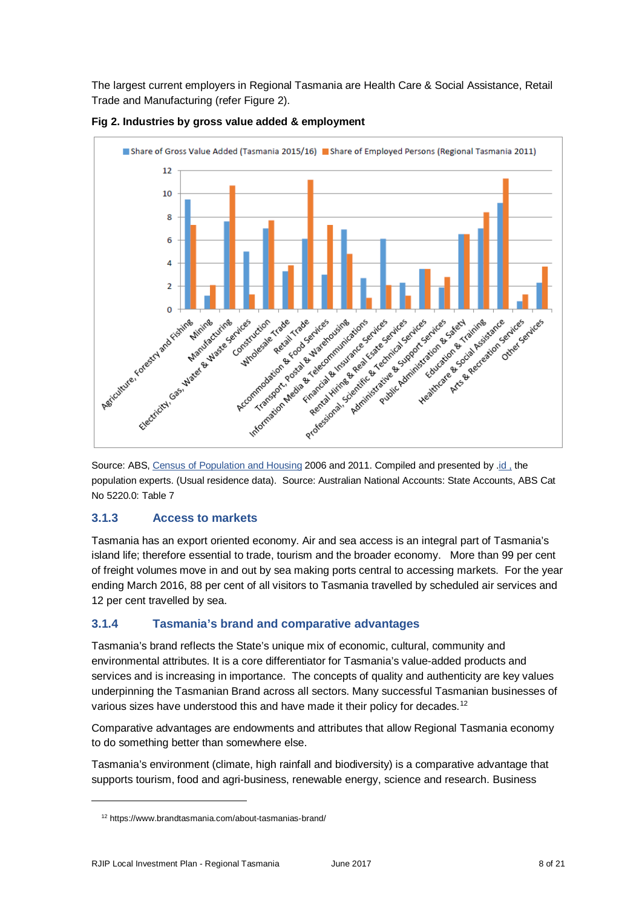The largest current employers in Regional Tasmania are Health Care & Social Assistance, Retail Trade and Manufacturing (refer Figure 2).

**Fig 2. Industries by gross value added & employment**

Source: ABS, Census of Population and Housing 2006 and 2011. Compiled and presented by .id , the population experts. (Usual residence data). Source: Australian National Accounts: State Accounts, ABS Cat No 5220.0: Table 7

### 3.1.3 Access to markets

Tasmania has an export oriented economy. Air and sea access is an integral part of Tasmania's island life; therefore essential to trade, tourism and the broader economy. More than 99 per cent of freight volumes move in and out by sea making ports central to accessing markets. For the year ending March 2016, 88 per cent of all visitors to Tasmania travelled by scheduled air services and 12 per cent travelled by sea.

### 3.1.4 Tasmania's brand and comparative advantages

Tasmania's brand reflects the State's unique mix of economic, cultural, community and environmental attributes. It is a core differentiator for Tasmania's value-added products and services and is increasing in importance. The concepts of quality and authenticity are key values underpinning the Tasmanian Brand across all sectors. Many successful Tasmanian businesses of various sizes have understood this and have made it their policy for decades.[12]

Comparative advantages are endowments and attributes that allow Regional Tasmania economy to do something better than somewhere else.

Tasmania's environment (climate, high rainfall and biodiversity) is a comparative advantage that supports tourism, food and agri-business, renewable energy, science and research. Business

[12] https://www.brandtasmania.com/about-tasmanias-brand/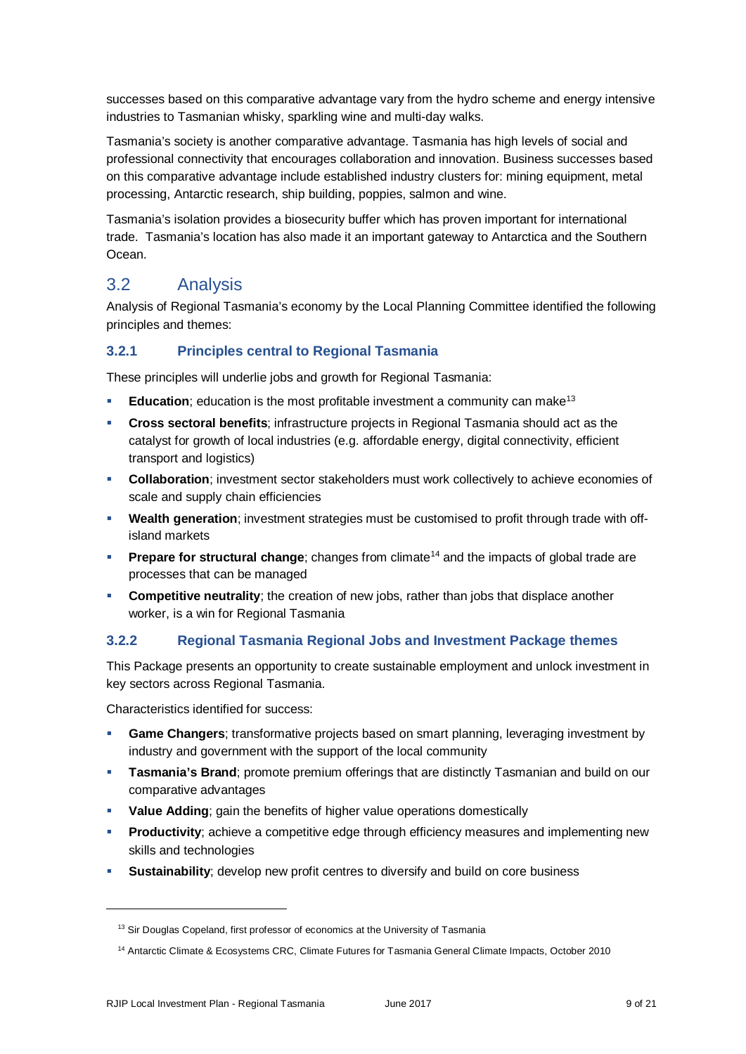successes based on this comparative advantage vary from the hydro scheme and energy intensive industries to Tasmanian whisky, sparkling wine and multi-day walks.

Tasmania's society is another comparative advantage. Tasmania has high levels of social and professional connectivity that encourages collaboration and innovation. Business successes based on this comparative advantage include established industry clusters for: mining equipment, metal processing, Antarctic research, ship building, poppies, salmon and wine.

Tasmania's isolation provides a biosecurity buffer which has proven important for international trade. Tasmania's location has also made it an important gateway to Antarctica and the Southern Ocean.

## 3.2 Analysis

Analysis of Regional Tasmania's economy by the Local Planning Committee identified the following principles and themes:

### 3.2.1 Principles central to Regional Tasmania

These principles will underlie jobs and growth for Regional Tasmania:

- **Education**; education is the most profitable investment a community can make[13]
- **Cross sectoral benefits**; infrastructure projects in Regional Tasmania should act as the catalyst for growth of local industries (e.g. affordable energy, digital connectivity, efficient transport and logistics)
- **Collaboration**; investment sector stakeholders must work collectively to achieve economies of scale and supply chain efficiencies
- **Wealth generation**; investment strategies must be customised to profit through trade with off-island markets
- **Prepare for structural change**; changes from climate[14] and the impacts of global trade are processes that can be managed
- **Competitive neutrality**; the creation of new jobs, rather than jobs that displace another worker, is a win for Regional Tasmania

### 3.2.2 Regional Tasmania Regional Jobs and Investment Package themes

This Package presents an opportunity to create sustainable employment and unlock investment in key sectors across Regional Tasmania.

Characteristics identified for success:

- **Game Changers**; transformative projects based on smart planning, leveraging investment by industry and government with the support of the local community
- **Tasmania's Brand**; promote premium offerings that are distinctly Tasmanian and build on our comparative advantages
- **Value Adding**; gain the benefits of higher value operations domestically
- **Productivity**; achieve a competitive edge through efficiency measures and implementing new skills and technologies
- **Sustainability**; develop new profit centres to diversify and build on core business

---

[13] Sir Douglas Copeland, first professor of economics at the University of Tasmania

[14] Antarctic Climate & Ecosystems CRC, Climate Futures for Tasmania General Climate Impacts, October 2010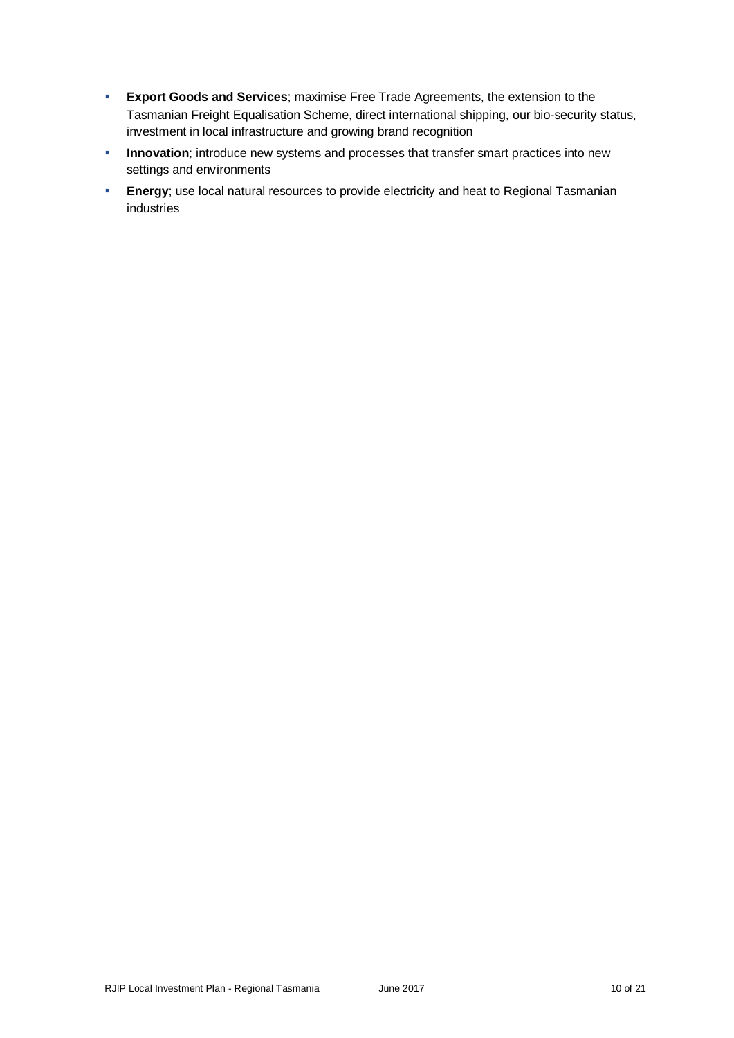- **Export Goods and Services**; maximise Free Trade Agreements, the extension to the Tasmanian Freight Equalisation Scheme, direct international shipping, our bio-security status, investment in local infrastructure and growing brand recognition
- **Innovation**; introduce new systems and processes that transfer smart practices into new settings and environments
- **Energy**; use local natural resources to provide electricity and heat to Regional Tasmanian industries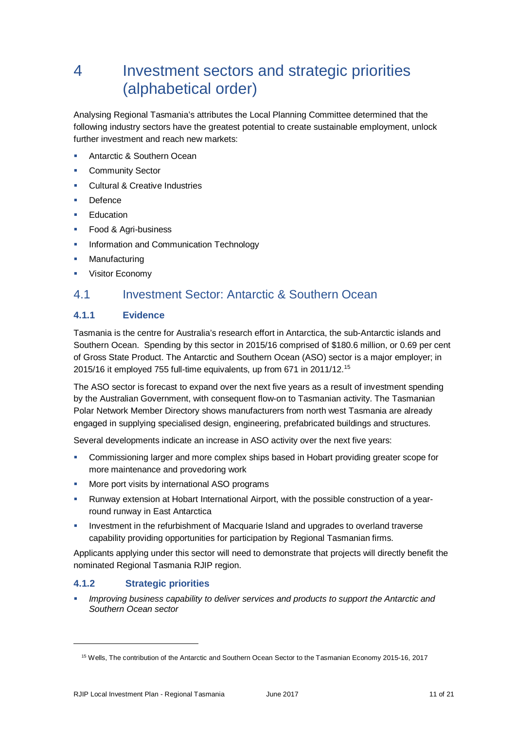# 4 Investment sectors and strategic priorities (alphabetical order)

Analysing Regional Tasmania's attributes the Local Planning Committee determined that the following industry sectors have the greatest potential to create sustainable employment, unlock further investment and reach new markets:

- Antarctic & Southern Ocean
- Community Sector
- Cultural & Creative Industries
- Defence
- Education
- Food & Agri-business
- Information and Communication Technology
- Manufacturing
- Visitor Economy

## 4.1 Investment Sector: Antarctic & Southern Ocean

### 4.1.1 Evidence

Tasmania is the centre for Australia's research effort in Antarctica, the sub-Antarctic islands and Southern Ocean. Spending by this sector in 2015/16 comprised of $180.6 million, or 0.69 per cent of Gross State Product. The Antarctic and Southern Ocean (ASO) sector is a major employer; in 2015/16 it employed 755 full-time equivalents, up from 671 in 2011/12.[15]

The ASO sector is forecast to expand over the next five years as a result of investment spending by the Australian Government, with consequent flow-on to Tasmanian activity. The Tasmanian Polar Network Member Directory shows manufacturers from north west Tasmania are already engaged in supplying specialised design, engineering, prefabricated buildings and structures.

Several developments indicate an increase in ASO activity over the next five years:

- Commissioning larger and more complex ships based in Hobart providing greater scope for more maintenance and provedoring work
- More port visits by international ASO programs
- Runway extension at Hobart International Airport, with the possible construction of a year-round runway in East Antarctica
- Investment in the refurbishment of Macquarie Island and upgrades to overland traverse capability providing opportunities for participation by Regional Tasmanian firms.

Applicants applying under this sector will need to demonstrate that projects will directly benefit the nominated Regional Tasmania RJIP region.

### 4.1.2 Strategic priorities

- *Improving business capability to deliver services and products to support the Antarctic and Southern Ocean sector*

[15] Wells, The contribution of the Antarctic and Southern Ocean Sector to the Tasmanian Economy 2015-16, 2017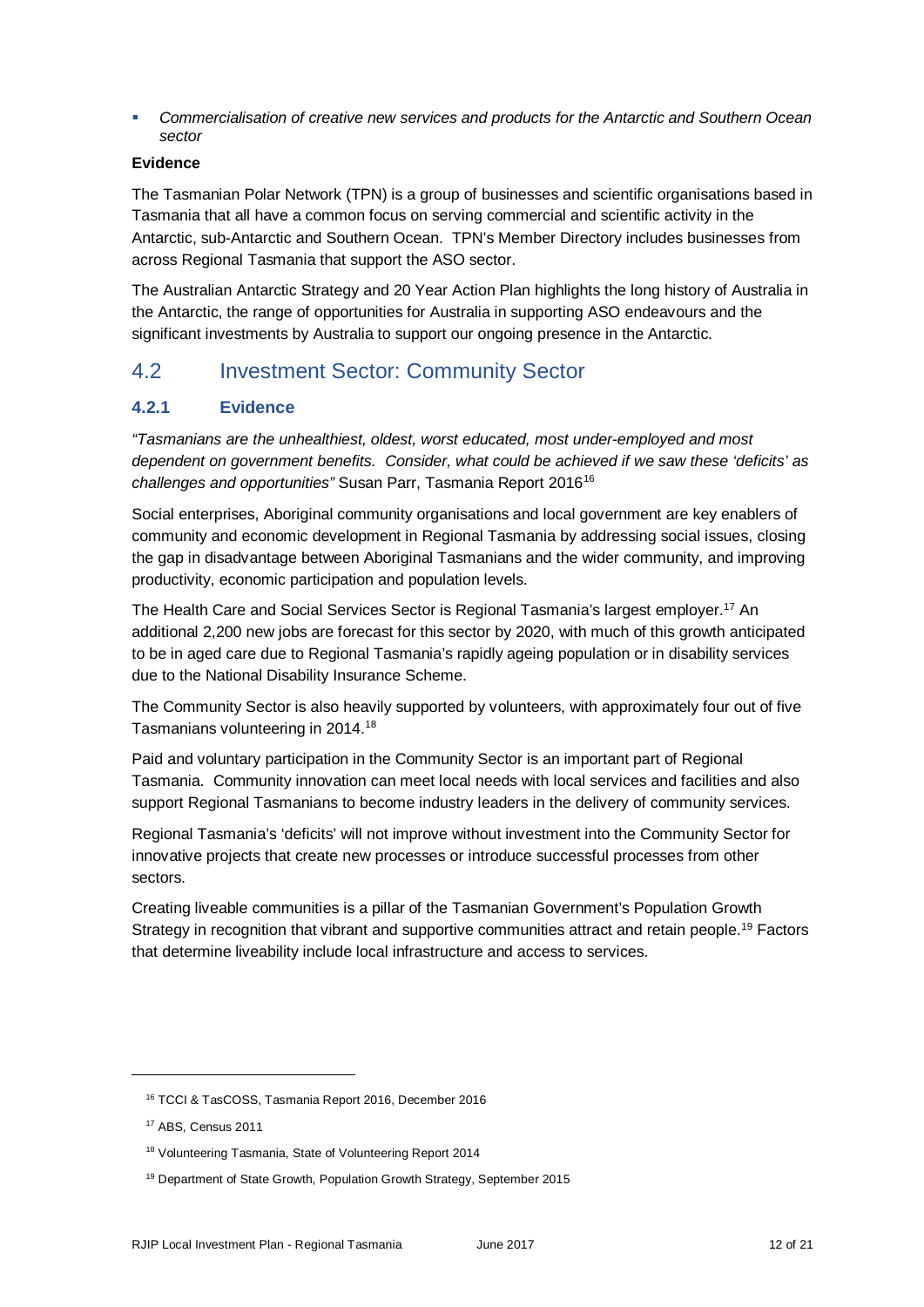- *Commercialisation of creative new services and products for the Antarctic and Southern Ocean sector*

**Evidence**

The Tasmanian Polar Network (TPN) is a group of businesses and scientific organisations based in Tasmania that all have a common focus on serving commercial and scientific activity in the Antarctic, sub-Antarctic and Southern Ocean. TPN's Member Directory includes businesses from across Regional Tasmania that support the ASO sector.

The Australian Antarctic Strategy and 20 Year Action Plan highlights the long history of Australia in the Antarctic, the range of opportunities for Australia in supporting ASO endeavours and the significant investments by Australia to support our ongoing presence in the Antarctic.

## 4.2 Investment Sector: Community Sector

### 4.2.1 Evidence

*"Tasmanians are the unhealthiest, oldest, worst educated, most under-employed and most dependent on government benefits. Consider, what could be achieved if we saw these 'deficits' as challenges and opportunities"* Susan Parr, Tasmania Report 2016[16]

Social enterprises, Aboriginal community organisations and local government are key enablers of community and economic development in Regional Tasmania by addressing social issues, closing the gap in disadvantage between Aboriginal Tasmanians and the wider community, and improving productivity, economic participation and population levels.

The Health Care and Social Services Sector is Regional Tasmania's largest employer.[17] An additional 2,200 new jobs are forecast for this sector by 2020, with much of this growth anticipated to be in aged care due to Regional Tasmania's rapidly ageing population or in disability services due to the National Disability Insurance Scheme.

The Community Sector is also heavily supported by volunteers, with approximately four out of five Tasmanians volunteering in 2014.[18]

Paid and voluntary participation in the Community Sector is an important part of Regional Tasmania. Community innovation can meet local needs with local services and facilities and also support Regional Tasmanians to become industry leaders in the delivery of community services.

Regional Tasmania's 'deficits' will not improve without investment into the Community Sector for innovative projects that create new processes or introduce successful processes from other sectors.

Creating liveable communities is a pillar of the Tasmanian Government's Population Growth Strategy in recognition that vibrant and supportive communities attract and retain people.[19] Factors that determine liveability include local infrastructure and access to services.

---

[16] TCCI & TasCOSS, Tasmania Report 2016, December 2016

[17] ABS, Census 2011

[18] Volunteering Tasmania, State of Volunteering Report 2014

[19] Department of State Growth, Population Growth Strategy, September 2015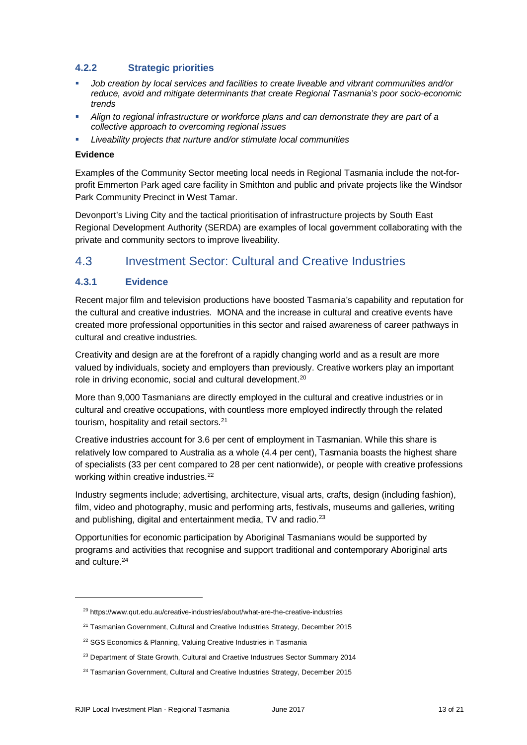### 4.2.2 Strategic priorities

- *Job creation by local services and facilities to create liveable and vibrant communities and/or reduce, avoid and mitigate determinants that create Regional Tasmania's poor socio-economic trends*
- *Align to regional infrastructure or workforce plans and can demonstrate they are part of a collective approach to overcoming regional issues*
- *Liveability projects that nurture and/or stimulate local communities*

**Evidence**

Examples of the Community Sector meeting local needs in Regional Tasmania include the not-for-profit Emmerton Park aged care facility in Smithton and public and private projects like the Windsor Park Community Precinct in West Tamar.

Devonport's Living City and the tactical prioritisation of infrastructure projects by South East Regional Development Authority (SERDA) are examples of local government collaborating with the private and community sectors to improve liveability.

## 4.3 Investment Sector: Cultural and Creative Industries

### 4.3.1 Evidence

Recent major film and television productions have boosted Tasmania's capability and reputation for the cultural and creative industries. MONA and the increase in cultural and creative events have created more professional opportunities in this sector and raised awareness of career pathways in cultural and creative industries.

Creativity and design are at the forefront of a rapidly changing world and as a result are more valued by individuals, society and employers than previously. Creative workers play an important role in driving economic, social and cultural development.[20]

More than 9,000 Tasmanians are directly employed in the cultural and creative industries or in cultural and creative occupations, with countless more employed indirectly through the related tourism, hospitality and retail sectors.[21]

Creative industries account for 3.6 per cent of employment in Tasmanian. While this share is relatively low compared to Australia as a whole (4.4 per cent), Tasmania boasts the highest share of specialists (33 per cent compared to 28 per cent nationwide), or people with creative professions working within creative industries.[22]

Industry segments include; advertising, architecture, visual arts, crafts, design (including fashion), film, video and photography, music and performing arts, festivals, museums and galleries, writing and publishing, digital and entertainment media, TV and radio.[23]

Opportunities for economic participation by Aboriginal Tasmanians would be supported by programs and activities that recognise and support traditional and contemporary Aboriginal arts and culture.[24]

---

[20] https://www.qut.edu.au/creative-industries/about/what-are-the-creative-industries

[21] Tasmanian Government, Cultural and Creative Industries Strategy, December 2015

[22] SGS Economics & Planning, Valuing Creative Industries in Tasmania

[23] Department of State Growth, Cultural and Craetive Industrues Sector Summary 2014

[24] Tasmanian Government, Cultural and Creative Industries Strategy, December 2015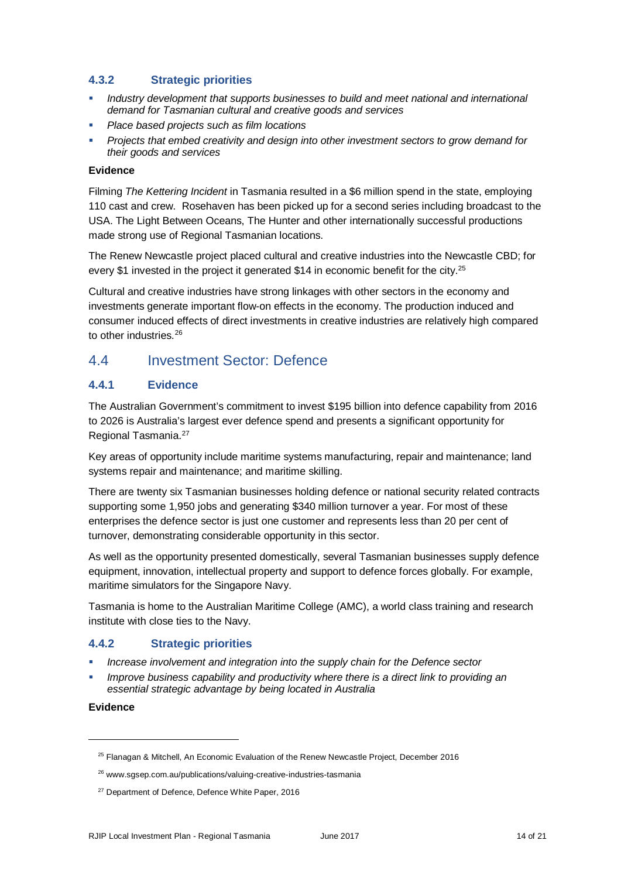### 4.3.2 Strategic priorities

- *Industry development that supports businesses to build and meet national and international demand for Tasmanian cultural and creative goods and services*
- *Place based projects such as film locations*
- *Projects that embed creativity and design into other investment sectors to grow demand for their goods and services*

**Evidence**

Filming *The Kettering Incident* in Tasmania resulted in a $6 million spend in the state, employing 110 cast and crew. Rosehaven has been picked up for a second series including broadcast to the USA. The Light Between Oceans, The Hunter and other internationally successful productions made strong use of Regional Tasmanian locations.

The Renew Newcastle project placed cultural and creative industries into the Newcastle CBD; for every $1 invested in the project it generated $14 in economic benefit for the city.[25]

Cultural and creative industries have strong linkages with other sectors in the economy and investments generate important flow-on effects in the economy. The production induced and consumer induced effects of direct investments in creative industries are relatively high compared to other industries.[26]

## 4.4 Investment Sector: Defence

### 4.4.1 Evidence

The Australian Government's commitment to invest $195 billion into defence capability from 2016 to 2026 is Australia's largest ever defence spend and presents a significant opportunity for Regional Tasmania.[27]

Key areas of opportunity include maritime systems manufacturing, repair and maintenance; land systems repair and maintenance; and maritime skilling.

There are twenty six Tasmanian businesses holding defence or national security related contracts supporting some 1,950 jobs and generating $340 million turnover a year. For most of these enterprises the defence sector is just one customer and represents less than 20 per cent of turnover, demonstrating considerable opportunity in this sector.

As well as the opportunity presented domestically, several Tasmanian businesses supply defence equipment, innovation, intellectual property and support to defence forces globally. For example, maritime simulators for the Singapore Navy.

Tasmania is home to the Australian Maritime College (AMC), a world class training and research institute with close ties to the Navy.

### 4.4.2 Strategic priorities

- *Increase involvement and integration into the supply chain for the Defence sector*
- *Improve business capability and productivity where there is a direct link to providing an essential strategic advantage by being located in Australia*

**Evidence**

---

[25] Flanagan & Mitchell, An Economic Evaluation of the Renew Newcastle Project, December 2016

[26] www.sgsep.com.au/publications/valuing-creative-industries-tasmania

[27] Department of Defence, Defence White Paper, 2016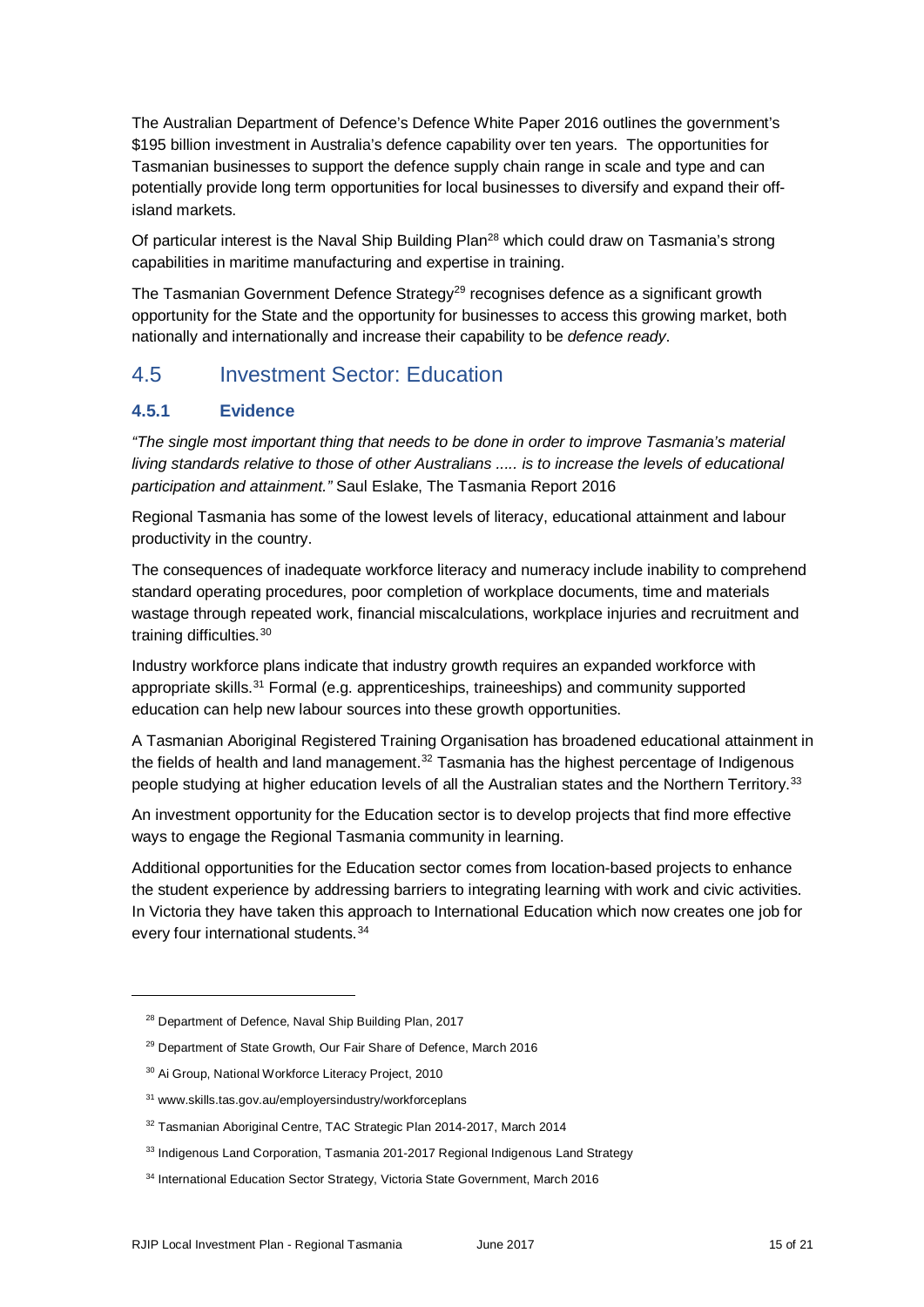The Australian Department of Defence's Defence White Paper 2016 outlines the government's $195 billion investment in Australia's defence capability over ten years. The opportunities for Tasmanian businesses to support the defence supply chain range in scale and type and can potentially provide long term opportunities for local businesses to diversify and expand their off-island markets.

Of particular interest is the Naval Ship Building Plan[28] which could draw on Tasmania's strong capabilities in maritime manufacturing and expertise in training.

The Tasmanian Government Defence Strategy[29] recognises defence as a significant growth opportunity for the State and the opportunity for businesses to access this growing market, both nationally and internationally and increase their capability to be *defence ready*.

## 4.5 Investment Sector: Education

### 4.5.1 Evidence

*"The single most important thing that needs to be done in order to improve Tasmania's material living standards relative to those of other Australians ..... is to increase the levels of educational participation and attainment."* Saul Eslake, The Tasmania Report 2016

Regional Tasmania has some of the lowest levels of literacy, educational attainment and labour productivity in the country.

The consequences of inadequate workforce literacy and numeracy include inability to comprehend standard operating procedures, poor completion of workplace documents, time and materials wastage through repeated work, financial miscalculations, workplace injuries and recruitment and training difficulties.[30]

Industry workforce plans indicate that industry growth requires an expanded workforce with appropriate skills.[31] Formal (e.g. apprenticeships, traineeships) and community supported education can help new labour sources into these growth opportunities.

A Tasmanian Aboriginal Registered Training Organisation has broadened educational attainment in the fields of health and land management.[32] Tasmania has the highest percentage of Indigenous people studying at higher education levels of all the Australian states and the Northern Territory.[33]

An investment opportunity for the Education sector is to develop projects that find more effective ways to engage the Regional Tasmania community in learning.

Additional opportunities for the Education sector comes from location-based projects to enhance the student experience by addressing barriers to integrating learning with work and civic activities. In Victoria they have taken this approach to International Education which now creates one job for every four international students.[34]

---

[28] Department of Defence, Naval Ship Building Plan, 2017

[29] Department of State Growth, Our Fair Share of Defence, March 2016

[30] Ai Group, National Workforce Literacy Project, 2010

[31] www.skills.tas.gov.au/employersindustry/workforceplans

[32] Tasmanian Aboriginal Centre, TAC Strategic Plan 2014-2017, March 2014

[33] Indigenous Land Corporation, Tasmania 201-2017 Regional Indigenous Land Strategy

[34] International Education Sector Strategy, Victoria State Government, March 2016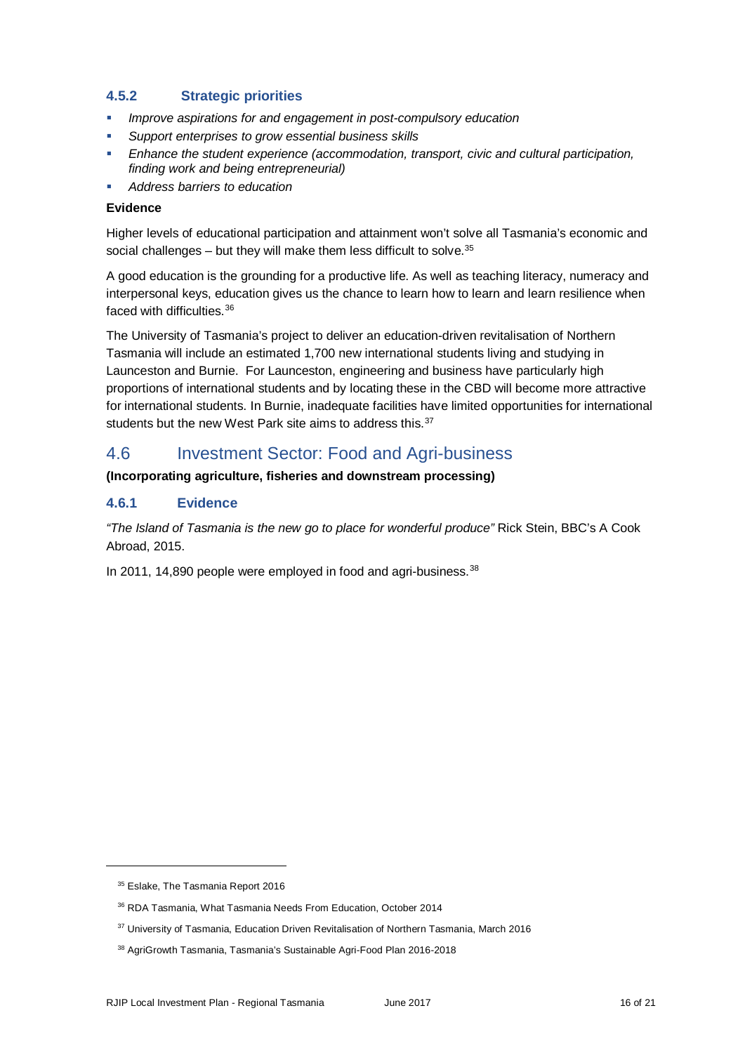### 4.5.2 Strategic priorities

- *Improve aspirations for and engagement in post-compulsory education*
- *Support enterprises to grow essential business skills*
- *Enhance the student experience (accommodation, transport, civic and cultural participation, finding work and being entrepreneurial)*
- *Address barriers to education*

**Evidence**

Higher levels of educational participation and attainment won't solve all Tasmania's economic and social challenges – but they will make them less difficult to solve.[35]

A good education is the grounding for a productive life. As well as teaching literacy, numeracy and interpersonal keys, education gives us the chance to learn how to learn and learn resilience when faced with difficulties.[36]

The University of Tasmania's project to deliver an education-driven revitalisation of Northern Tasmania will include an estimated 1,700 new international students living and studying in Launceston and Burnie. For Launceston, engineering and business have particularly high proportions of international students and by locating these in the CBD will become more attractive for international students. In Burnie, inadequate facilities have limited opportunities for international students but the new West Park site aims to address this.[37]

## 4.6 Investment Sector: Food and Agri-business

**(Incorporating agriculture, fisheries and downstream processing)**

### 4.6.1 Evidence

*"The Island of Tasmania is the new go to place for wonderful produce"* Rick Stein, BBC's A Cook Abroad, 2015.

In 2011, 14,890 people were employed in food and agri-business.[38]

---

[35] Eslake, The Tasmania Report 2016

[36] RDA Tasmania, What Tasmania Needs From Education, October 2014

[37] University of Tasmania, Education Driven Revitalisation of Northern Tasmania, March 2016

[38] AgriGrowth Tasmania, Tasmania's Sustainable Agri-Food Plan 2016-2018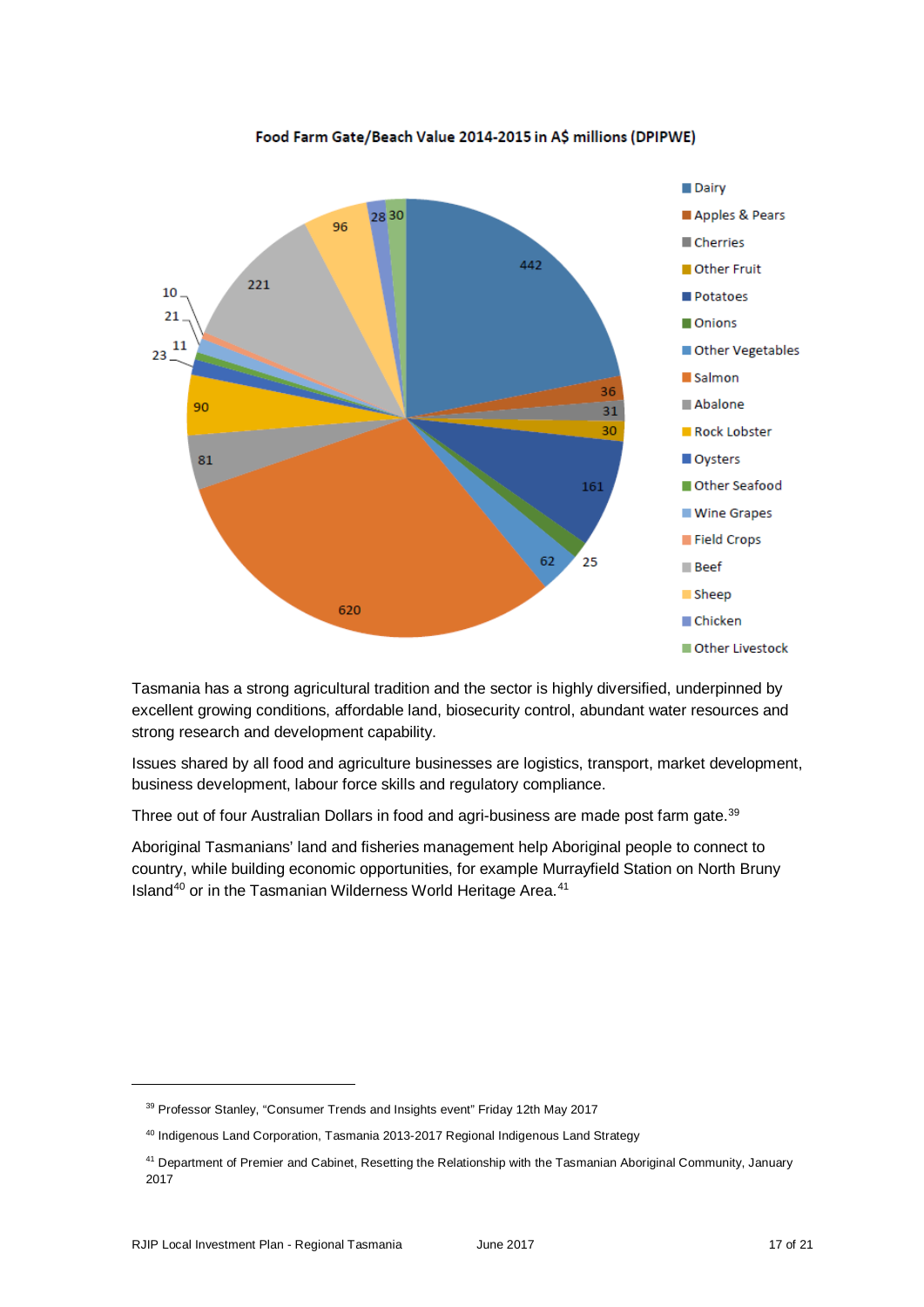**Food Farm Gate/Beach Value 2014-2015 in A$ millions (DPIPWE)**

| Category | Value (A$ millions) |
|---|---|
| Dairy | 442 |
| Apples & Pears | 36 |
| Cherries | 31 |
| Other Fruit | 30 |
| Potatoes | 161 |
| Onions | 25 |
| Other Vegetables | 62 |
| Salmon | 620 |
| Abalone | 81 |
| Rock Lobster | 90 |
| Oysters | 23 |
| Other Seafood | 11 |
| Wine Grapes | 21 |
| Field Crops | 10 |
| Beef | 221 |
| Sheep | 96 |
| Chicken | 28 |
| Other Livestock | 30 |

Tasmania has a strong agricultural tradition and the sector is highly diversified, underpinned by excellent growing conditions, affordable land, biosecurity control, abundant water resources and strong research and development capability.

Issues shared by all food and agriculture businesses are logistics, transport, market development, business development, labour force skills and regulatory compliance.

Three out of four Australian Dollars in food and agri-business are made post farm gate.[39]

Aboriginal Tasmanians' land and fisheries management help Aboriginal people to connect to country, while building economic opportunities, for example Murrayfield Station on North Bruny Island[40] or in the Tasmanian Wilderness World Heritage Area.[41]

---

[39] Professor Stanley, "Consumer Trends and Insights event" Friday 12th May 2017

[40] Indigenous Land Corporation, Tasmania 2013-2017 Regional Indigenous Land Strategy

[41] Department of Premier and Cabinet, Resetting the Relationship with the Tasmanian Aboriginal Community, January 2017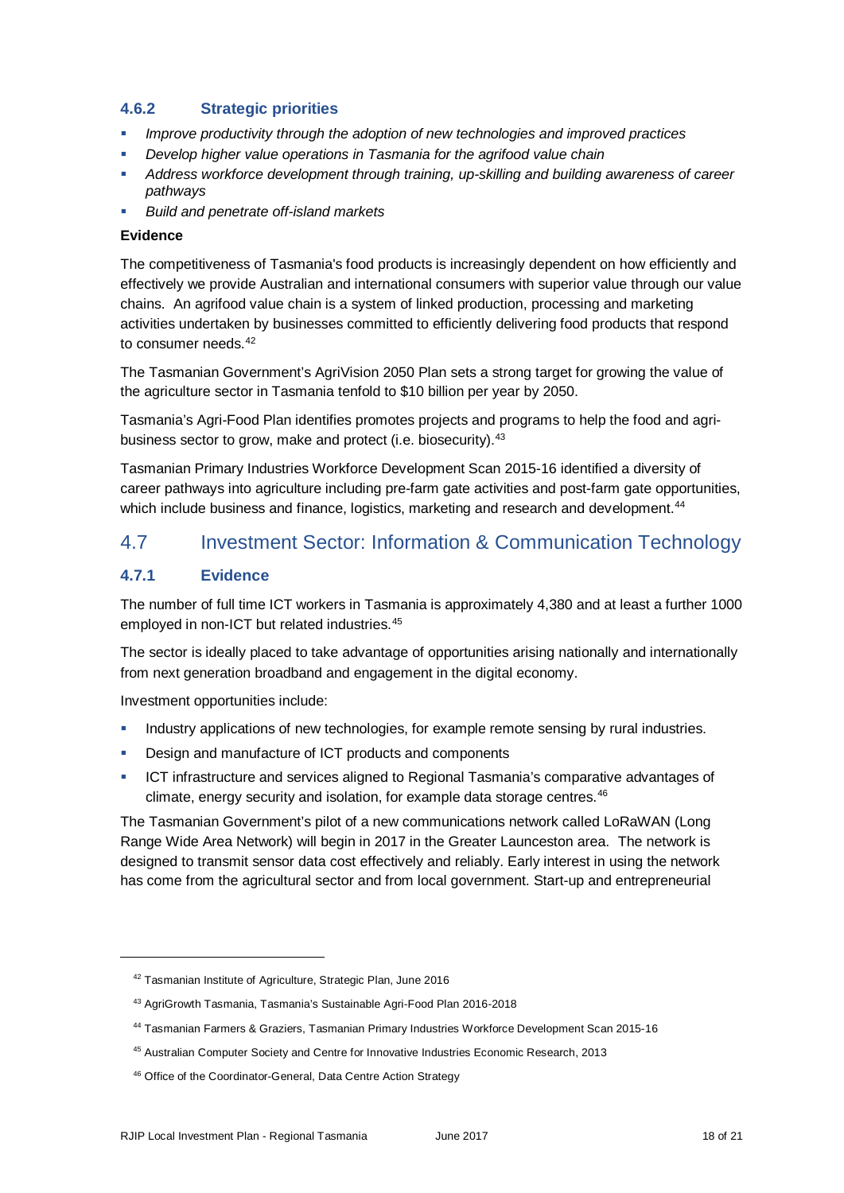### 4.6.2 Strategic priorities

- *Improve productivity through the adoption of new technologies and improved practices*
- *Develop higher value operations in Tasmania for the agrifood value chain*
- *Address workforce development through training, up-skilling and building awareness of career pathways*
- *Build and penetrate off-island markets*

**Evidence**

The competitiveness of Tasmania's food products is increasingly dependent on how efficiently and effectively we provide Australian and international consumers with superior value through our value chains. An agrifood value chain is a system of linked production, processing and marketing activities undertaken by businesses committed to efficiently delivering food products that respond to consumer needs.[42]

The Tasmanian Government's AgriVision 2050 Plan sets a strong target for growing the value of the agriculture sector in Tasmania tenfold to $10 billion per year by 2050.

Tasmania's Agri-Food Plan identifies promotes projects and programs to help the food and agri-business sector to grow, make and protect (i.e. biosecurity).[43]

Tasmanian Primary Industries Workforce Development Scan 2015-16 identified a diversity of career pathways into agriculture including pre-farm gate activities and post-farm gate opportunities, which include business and finance, logistics, marketing and research and development.[44]

## 4.7 Investment Sector: Information & Communication Technology

### 4.7.1 Evidence

The number of full time ICT workers in Tasmania is approximately 4,380 and at least a further 1000 employed in non-ICT but related industries.[45]

The sector is ideally placed to take advantage of opportunities arising nationally and internationally from next generation broadband and engagement in the digital economy.

Investment opportunities include:

- Industry applications of new technologies, for example remote sensing by rural industries.
- Design and manufacture of ICT products and components
- ICT infrastructure and services aligned to Regional Tasmania's comparative advantages of climate, energy security and isolation, for example data storage centres.[46]

The Tasmanian Government's pilot of a new communications network called LoRaWAN (Long Range Wide Area Network) will begin in 2017 in the Greater Launceston area. The network is designed to transmit sensor data cost effectively and reliably. Early interest in using the network has come from the agricultural sector and from local government. Start-up and entrepreneurial

---

[42] Tasmanian Institute of Agriculture, Strategic Plan, June 2016

[43] AgriGrowth Tasmania, Tasmania's Sustainable Agri-Food Plan 2016-2018

[44] Tasmanian Farmers & Graziers, Tasmanian Primary Industries Workforce Development Scan 2015-16

[45] Australian Computer Society and Centre for Innovative Industries Economic Research, 2013

[46] Office of the Coordinator-General, Data Centre Action Strategy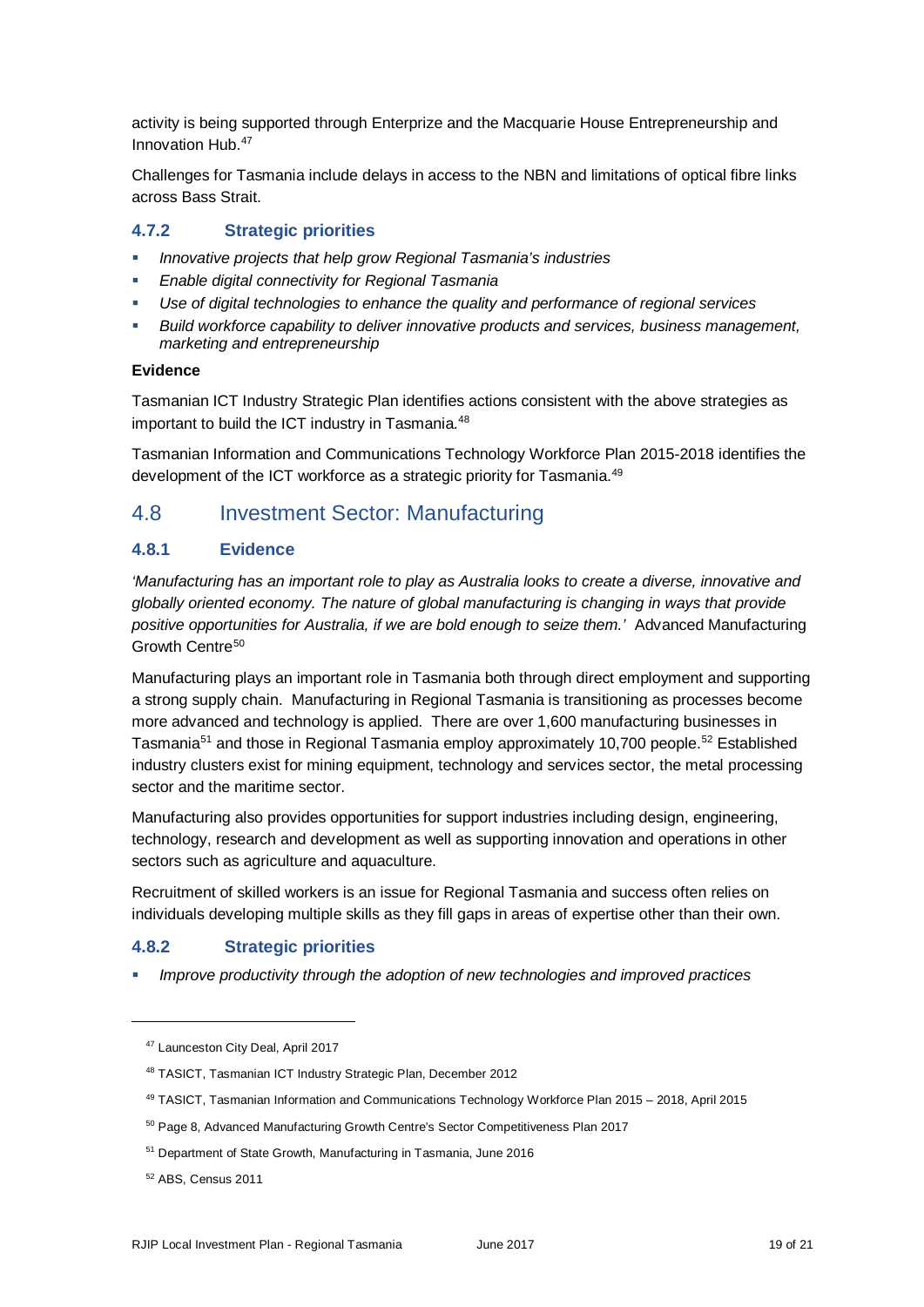activity is being supported through Enterprize and the Macquarie House Entrepreneurship and Innovation Hub.[47]

Challenges for Tasmania include delays in access to the NBN and limitations of optical fibre links across Bass Strait.

### 4.7.2 Strategic priorities

- *Innovative projects that help grow Regional Tasmania's industries*
- *Enable digital connectivity for Regional Tasmania*
- *Use of digital technologies to enhance the quality and performance of regional services*
- *Build workforce capability to deliver innovative products and services, business management, marketing and entrepreneurship*

**Evidence**

Tasmanian ICT Industry Strategic Plan identifies actions consistent with the above strategies as important to build the ICT industry in Tasmania.[48]

Tasmanian Information and Communications Technology Workforce Plan 2015-2018 identifies the development of the ICT workforce as a strategic priority for Tasmania.[49]

## 4.8 Investment Sector: Manufacturing

### 4.8.1 Evidence

*'Manufacturing has an important role to play as Australia looks to create a diverse, innovative and globally oriented economy. The nature of global manufacturing is changing in ways that provide positive opportunities for Australia, if we are bold enough to seize them.'* Advanced Manufacturing Growth Centre[50]

Manufacturing plays an important role in Tasmania both through direct employment and supporting a strong supply chain. Manufacturing in Regional Tasmania is transitioning as processes become more advanced and technology is applied. There are over 1,600 manufacturing businesses in Tasmania[51] and those in Regional Tasmania employ approximately 10,700 people.[52] Established industry clusters exist for mining equipment, technology and services sector, the metal processing sector and the maritime sector.

Manufacturing also provides opportunities for support industries including design, engineering, technology, research and development as well as supporting innovation and operations in other sectors such as agriculture and aquaculture.

Recruitment of skilled workers is an issue for Regional Tasmania and success often relies on individuals developing multiple skills as they fill gaps in areas of expertise other than their own.

### 4.8.2 Strategic priorities

- *Improve productivity through the adoption of new technologies and improved practices*

---

[47] Launceston City Deal, April 2017

[48] TASICT, Tasmanian ICT Industry Strategic Plan, December 2012

[49] TASICT, Tasmanian Information and Communications Technology Workforce Plan 2015 – 2018, April 2015

[50] Page 8, Advanced Manufacturing Growth Centre's Sector Competitiveness Plan 2017

[51] Department of State Growth, Manufacturing in Tasmania, June 2016

[52] ABS, Census 2011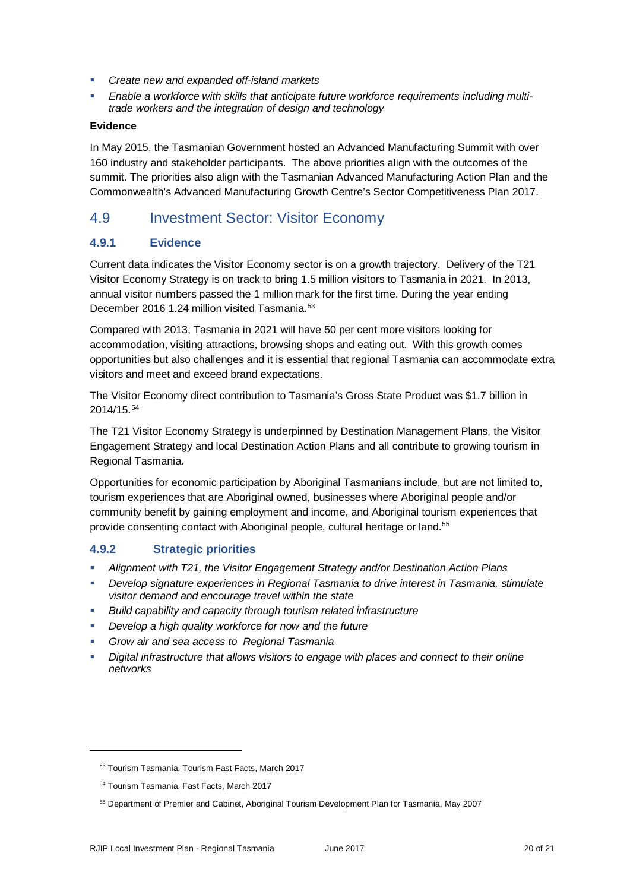- *Create new and expanded off-island markets*
- *Enable a workforce with skills that anticipate future workforce requirements including multi-trade workers and the integration of design and technology*

**Evidence**

In May 2015, the Tasmanian Government hosted an Advanced Manufacturing Summit with over 160 industry and stakeholder participants. The above priorities align with the outcomes of the summit. The priorities also align with the Tasmanian Advanced Manufacturing Action Plan and the Commonwealth's Advanced Manufacturing Growth Centre's Sector Competitiveness Plan 2017.

## 4.9 Investment Sector: Visitor Economy

### 4.9.1 Evidence

Current data indicates the Visitor Economy sector is on a growth trajectory. Delivery of the T21 Visitor Economy Strategy is on track to bring 1.5 million visitors to Tasmania in 2021. In 2013, annual visitor numbers passed the 1 million mark for the first time. During the year ending December 2016 1.24 million visited Tasmania.[53]

Compared with 2013, Tasmania in 2021 will have 50 per cent more visitors looking for accommodation, visiting attractions, browsing shops and eating out. With this growth comes opportunities but also challenges and it is essential that regional Tasmania can accommodate extra visitors and meet and exceed brand expectations.

The Visitor Economy direct contribution to Tasmania's Gross State Product was $1.7 billion in 2014/15.[54]

The T21 Visitor Economy Strategy is underpinned by Destination Management Plans, the Visitor Engagement Strategy and local Destination Action Plans and all contribute to growing tourism in Regional Tasmania.

Opportunities for economic participation by Aboriginal Tasmanians include, but are not limited to, tourism experiences that are Aboriginal owned, businesses where Aboriginal people and/or community benefit by gaining employment and income, and Aboriginal tourism experiences that provide consenting contact with Aboriginal people, cultural heritage or land.[55]

### 4.9.2 Strategic priorities

- *Alignment with T21, the Visitor Engagement Strategy and/or Destination Action Plans*
- *Develop signature experiences in Regional Tasmania to drive interest in Tasmania, stimulate visitor demand and encourage travel within the state*
- *Build capability and capacity through tourism related infrastructure*
- *Develop a high quality workforce for now and the future*
- *Grow air and sea access to Regional Tasmania*
- *Digital infrastructure that allows visitors to engage with places and connect to their online networks*

---

[53] Tourism Tasmania, Tourism Fast Facts, March 2017

[54] Tourism Tasmania, Fast Facts, March 2017

[55] Department of Premier and Cabinet, Aboriginal Tourism Development Plan for Tasmania, May 2007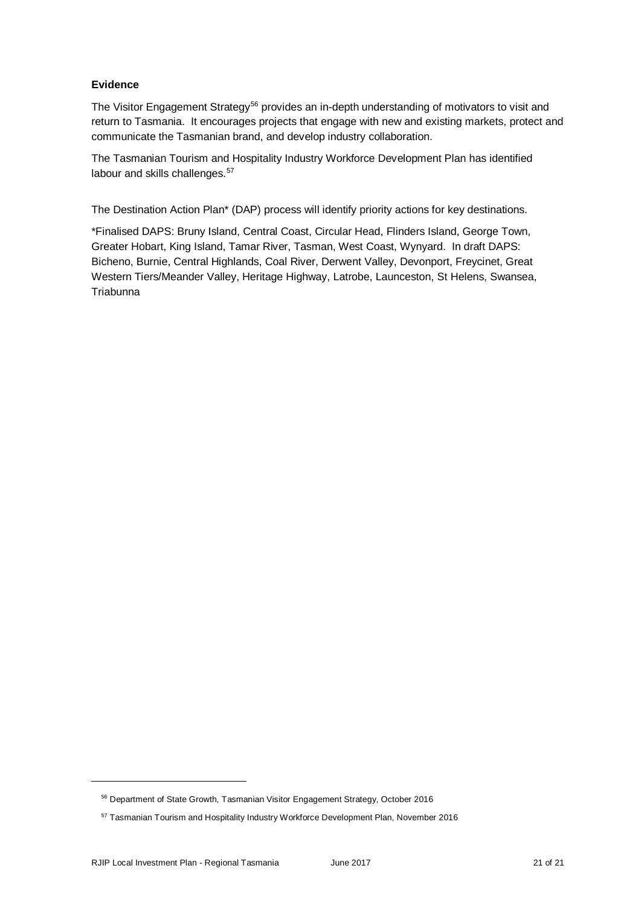**Evidence**

The Visitor Engagement Strategy[56] provides an in-depth understanding of motivators to visit and return to Tasmania. It encourages projects that engage with new and existing markets, protect and communicate the Tasmanian brand, and develop industry collaboration.

The Tasmanian Tourism and Hospitality Industry Workforce Development Plan has identified labour and skills challenges.[57]

The Destination Action Plan* (DAP) process will identify priority actions for key destinations.

*Finalised DAPS: Bruny Island, Central Coast, Circular Head, Flinders Island, George Town, Greater Hobart, King Island, Tamar River, Tasman, West Coast, Wynyard. In draft DAPS: Bicheno, Burnie, Central Highlands, Coal River, Derwent Valley, Devonport, Freycinet, Great Western Tiers/Meander Valley, Heritage Highway, Latrobe, Launceston, St Helens, Swansea, Triabunna

---

[56] Department of State Growth, Tasmanian Visitor Engagement Strategy, October 2016

[57] Tasmanian Tourism and Hospitality Industry Workforce Development Plan, November 2016